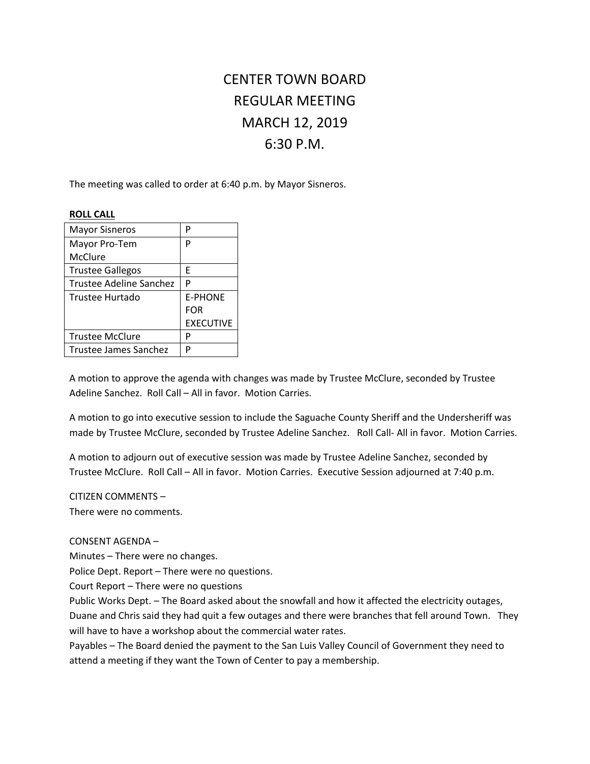# CENTER TOWN BOARD
# REGULAR MEETING
# MARCH 12, 2019
# 6:30 P.M.

The meeting was called to order at 6:40 p.m. by Mayor Sisneros.

**ROLL CALL**

| | |
|---|---|
| Mayor Sisneros | P |
| Mayor Pro-Tem McClure | P |
| Trustee Gallegos | E |
| Trustee Adeline Sanchez | P |
| Trustee Hurtado | E-PHONE FOR EXECUTIVE |
| Trustee McClure | P |
| Trustee James Sanchez | P |

A motion to approve the agenda with changes was made by Trustee McClure, seconded by Trustee Adeline Sanchez. Roll Call – All in favor. Motion Carries.

A motion to go into executive session to include the Saguache County Sheriff and the Undersheriff was made by Trustee McClure, seconded by Trustee Adeline Sanchez. Roll Call- All in favor. Motion Carries.

A motion to adjourn out of executive session was made by Trustee Adeline Sanchez, seconded by Trustee McClure. Roll Call – All in favor. Motion Carries. Executive Session adjourned at 7:40 p.m.

CITIZEN COMMENTS –
There were no comments.

CONSENT AGENDA –
Minutes – There were no changes.
Police Dept. Report – There were no questions.
Court Report – There were no questions
Public Works Dept. – The Board asked about the snowfall and how it affected the electricity outages, Duane and Chris said they had quit a few outages and there were branches that fell around Town. They will have to have a workshop about the commercial water rates.
Payables – The Board denied the payment to the San Luis Valley Council of Government they need to attend a meeting if they want the Town of Center to pay a membership.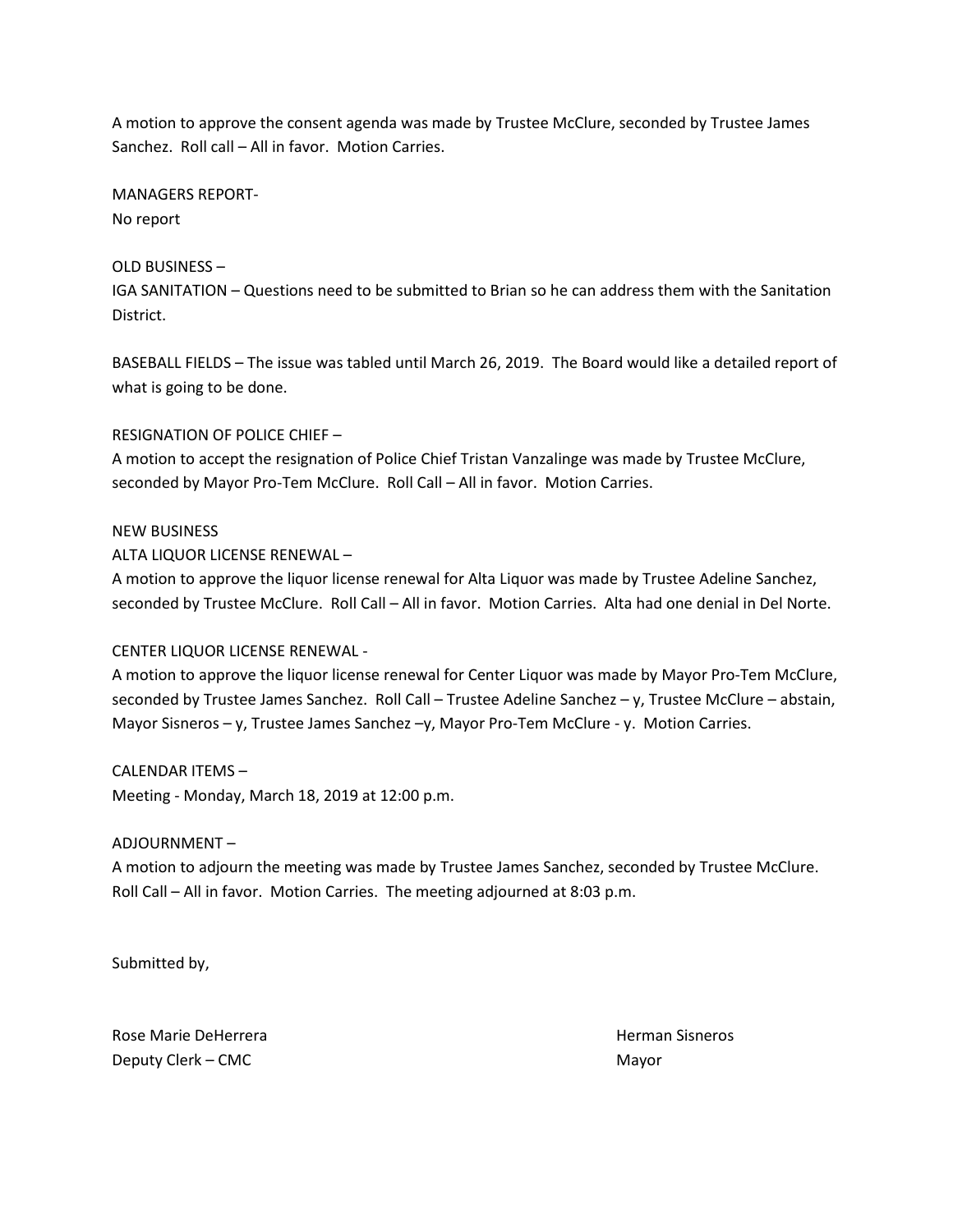A motion to approve the consent agenda was made by Trustee McClure, seconded by Trustee James Sanchez. Roll call – All in favor. Motion Carries.

MANAGERS REPORT-
No report

OLD BUSINESS –
IGA SANITATION – Questions need to be submitted to Brian so he can address them with the Sanitation District.

BASEBALL FIELDS – The issue was tabled until March 26, 2019. The Board would like a detailed report of what is going to be done.

RESIGNATION OF POLICE CHIEF –
A motion to accept the resignation of Police Chief Tristan Vanzalinge was made by Trustee McClure, seconded by Mayor Pro-Tem McClure. Roll Call – All in favor. Motion Carries.

NEW BUSINESS
ALTA LIQUOR LICENSE RENEWAL –
A motion to approve the liquor license renewal for Alta Liquor was made by Trustee Adeline Sanchez, seconded by Trustee McClure. Roll Call – All in favor. Motion Carries. Alta had one denial in Del Norte.

CENTER LIQUOR LICENSE RENEWAL -
A motion to approve the liquor license renewal for Center Liquor was made by Mayor Pro-Tem McClure, seconded by Trustee James Sanchez. Roll Call – Trustee Adeline Sanchez – y, Trustee McClure – abstain, Mayor Sisneros – y, Trustee James Sanchez –y, Mayor Pro-Tem McClure - y. Motion Carries.

CALENDAR ITEMS –
Meeting - Monday, March 18, 2019 at 12:00 p.m.

ADJOURNMENT –
A motion to adjourn the meeting was made by Trustee James Sanchez, seconded by Trustee McClure. Roll Call – All in favor. Motion Carries. The meeting adjourned at 8:03 p.m.

Submitted by,

Rose Marie DeHerrera
Deputy Clerk – CMC

Herman Sisneros
Mayor